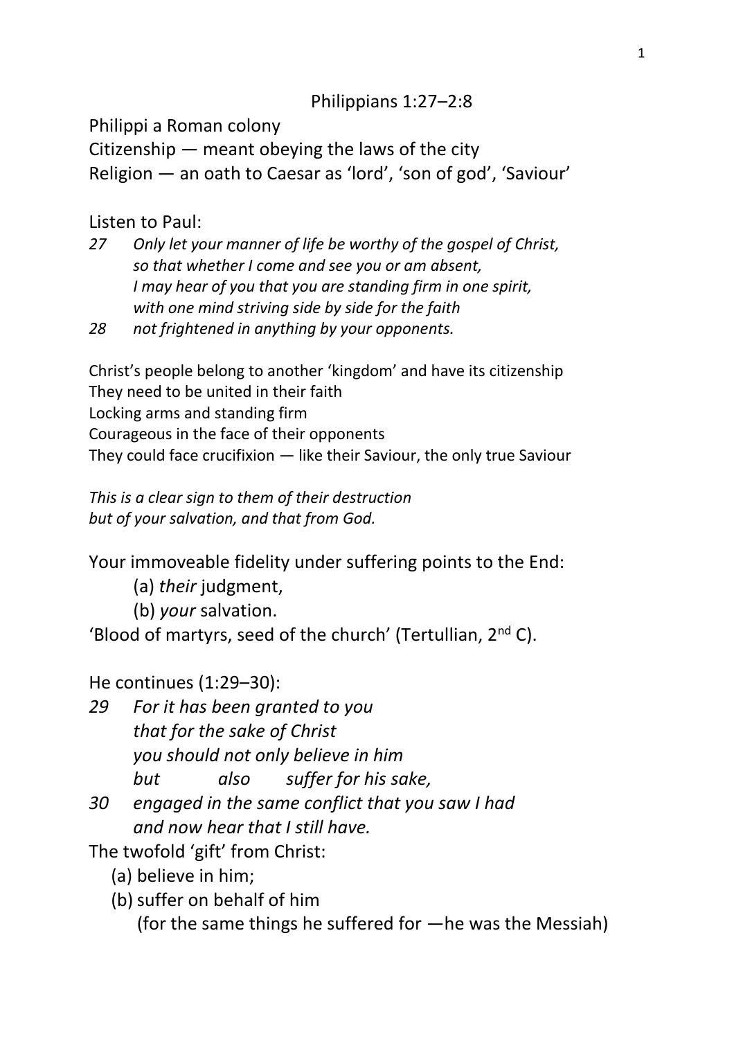# Philippians 1:27–2:8

Philippi a Roman colony

Citizenship — meant obeying the laws of the city

Religion — an oath to Caesar as 'lord', 'son of god', 'Saviour'

Listen to Paul:

*27 Only let your manner of life be worthy of the gospel of Christ,*
*so that whether I come and see you or am absent,*
*I may hear of you that you are standing firm in one spirit,*
*with one mind striving side by side for the faith*

*28 not frightened in anything by your opponents.*

Christ's people belong to another 'kingdom' and have its citizenship

They need to be united in their faith

Locking arms and standing firm

Courageous in the face of their opponents

They could face crucifixion — like their Saviour, the only true Saviour

*This is a clear sign to them of their destruction*
*but of your salvation, and that from God.*

Your immoveable fidelity under suffering points to the End:

- (a) *their* judgment,
- (b) *your* salvation.

'Blood of martyrs, seed of the church' (Tertullian, 2nd C).

He continues (1:29–30):

*29 For it has been granted to you*
*that for the sake of Christ*
*you should not only believe in him*
*but also suffer for his sake,*

*30 engaged in the same conflict that you saw I had*
*and now hear that I still have.*

The twofold 'gift' from Christ:

- (a) believe in him;
- (b) suffer on behalf of him
  (for the same things he suffered for —he was the Messiah)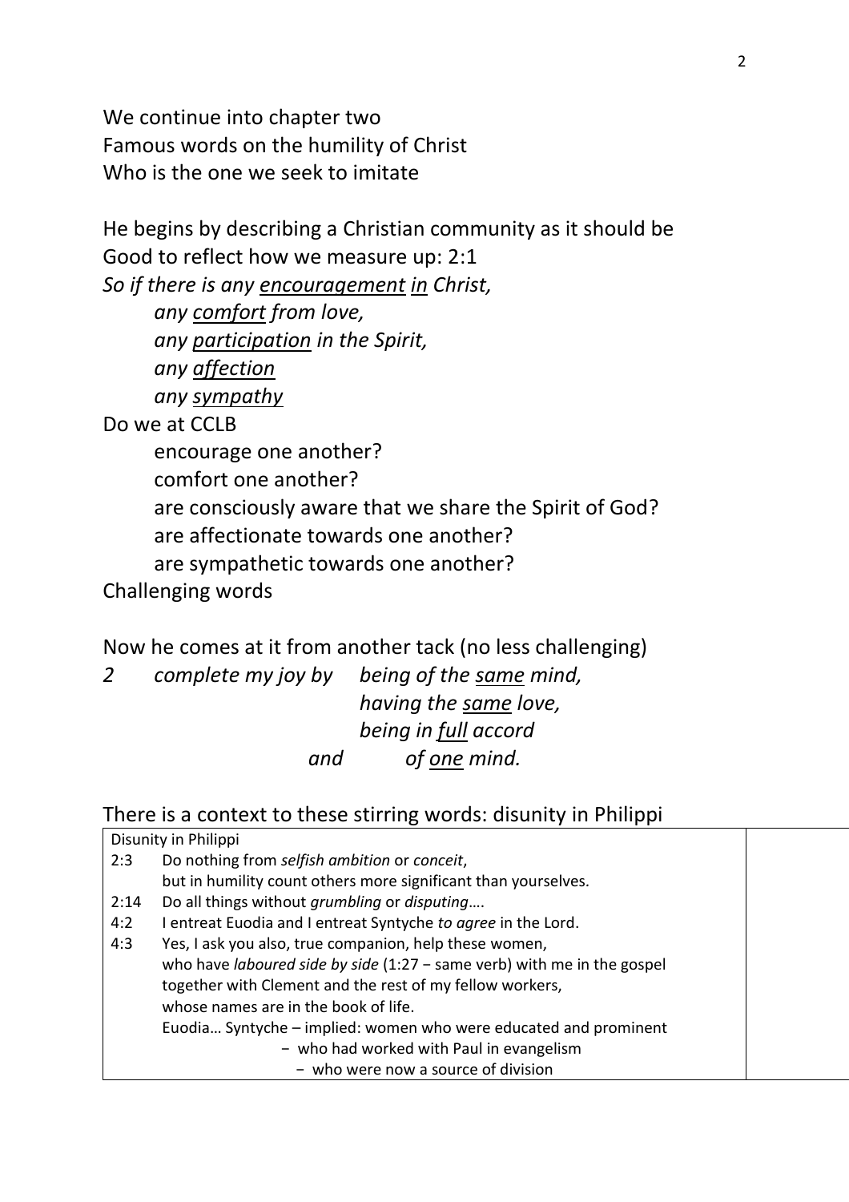We continue into chapter two
Famous words on the humility of Christ
Who is the one we seek to imitate

He begins by describing a Christian community as it should be
Good to reflect how we measure up: 2:1
*So if there is any <u>encouragement</u> <u>in</u> Christ,*
    *any <u>comfort</u> from love,*
    *any <u>participation</u> in the Spirit,*
    *any <u>affection</u>*
    *any <u>sympathy</u>*
Do we at CCLB
    encourage one another?
    comfort one another?
    are consciously aware that we share the Spirit of God?
    are affectionate towards one another?
    are sympathetic towards one another?
Challenging words

Now he comes at it from another tack (no less challenging)
*2    complete my joy by    being of the <u>same</u> mind,*
                *having the <u>same</u> love,*
                *being in <u>full</u> accord*
            *and    of <u>one</u> mind.*

There is a context to these stirring words: disunity in Philippi

| Disunity in Philippi | | |
|---|---|---|
| 2:3 | Do nothing from *selfish ambition* or *conceit*,<br>but in humility count others more significant than yourselves. | |
| 2:14 | Do all things without *grumbling* or *disputing*…. | |
| 4:2 | I entreat Euodia and I entreat Syntyche *to agree* in the Lord. | |
| 4:3 | Yes, I ask you also, true companion, help these women,<br>who have *laboured side by side* (1:27 − same verb) with me in the gospel<br>together with Clement and the rest of my fellow workers,<br>whose names are in the book of life.<br>Euodia… Syntyche – implied: women who were educated and prominent<br>− who had worked with Paul in evangelism<br>− who were now a source of division | |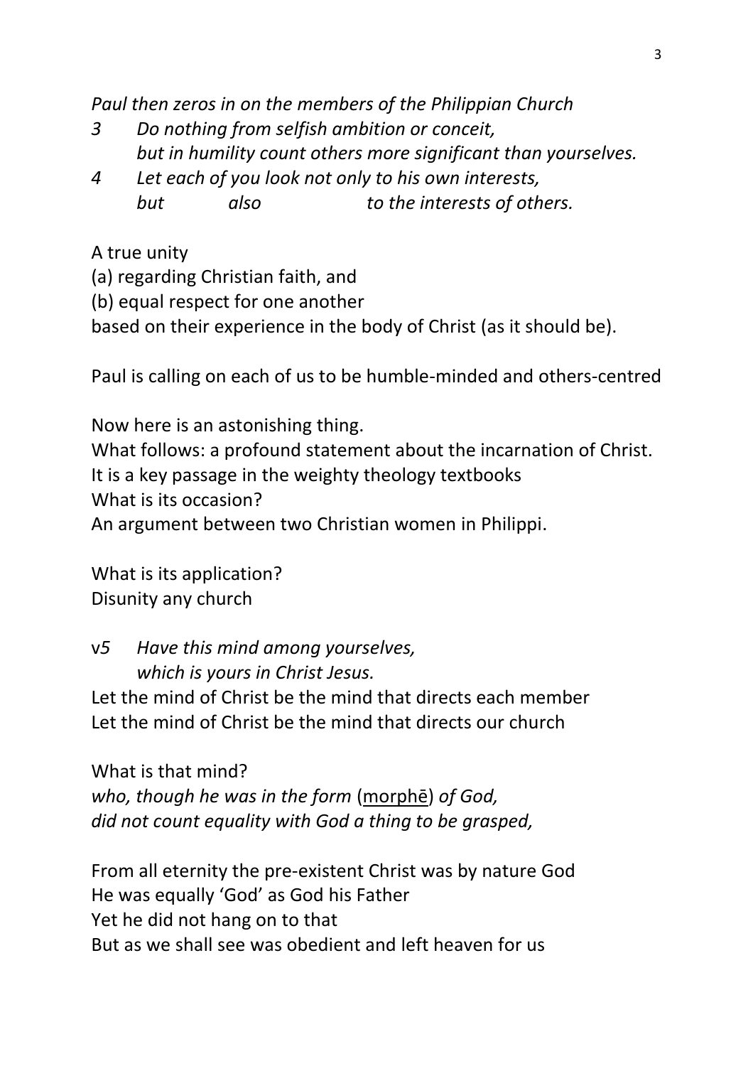*Paul then zeros in on the members of the Philippian Church*

*3 Do nothing from selfish ambition or conceit,*
*but in humility count others more significant than yourselves.*

*4 Let each of you look not only to his own interests,*
*but also to the interests of others.*

A true unity
(a) regarding Christian faith, and
(b) equal respect for one another
based on their experience in the body of Christ (as it should be).

Paul is calling on each of us to be humble-minded and others-centred

Now here is an astonishing thing.
What follows: a profound statement about the incarnation of Christ.
It is a key passage in the weighty theology textbooks
What is its occasion?
An argument between two Christian women in Philippi.

What is its application?
Disunity any church

v*5 Have this mind among yourselves,*
*which is yours in Christ Jesus.*
Let the mind of Christ be the mind that directs each member
Let the mind of Christ be the mind that directs our church

What is that mind?
*who, though he was in the form* (<u>morphē</u>) *of God,*
*did not count equality with God a thing to be grasped,*

From all eternity the pre-existent Christ was by nature God
He was equally 'God' as God his Father
Yet he did not hang on to that
But as we shall see was obedient and left heaven for us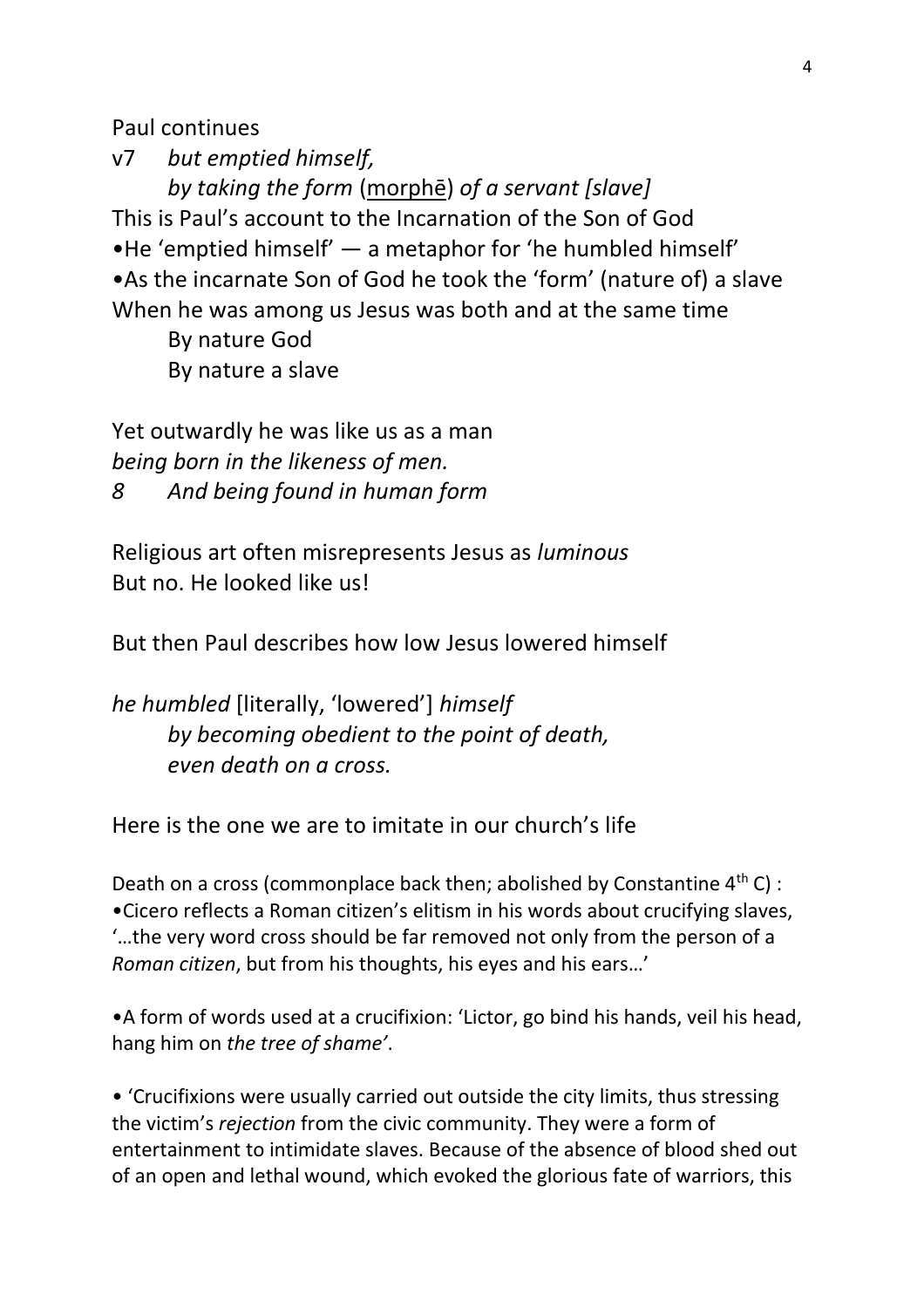Paul continues

v7 *but emptied himself,*
*by taking the form* (<u>morphē</u>) *of a servant [slave]*

This is Paul's account to the Incarnation of the Son of God

•He 'emptied himself' — a metaphor for 'he humbled himself'

•As the incarnate Son of God he took the 'form' (nature of) a slave

When he was among us Jesus was both and at the same time

By nature God
By nature a slave

Yet outwardly he was like us as a man
*being born in the likeness of men.*
*8 And being found in human form*

Religious art often misrepresents Jesus as *luminous*
But no. He looked like us!

But then Paul describes how low Jesus lowered himself

*he humbled* [literally, 'lowered'] *himself*
*by becoming obedient to the point of death,*
*even death on a cross.*

Here is the one we are to imitate in our church's life

Death on a cross (commonplace back then; abolished by Constantine 4th C) :
•Cicero reflects a Roman citizen's elitism in his words about crucifying slaves, '…the very word cross should be far removed not only from the person of a *Roman citizen*, but from his thoughts, his eyes and his ears…'

•A form of words used at a crucifixion: 'Lictor, go bind his hands, veil his head, hang him on *the tree of shame'*.

• 'Crucifixions were usually carried out outside the city limits, thus stressing the victim's *rejection* from the civic community. They were a form of entertainment to intimidate slaves. Because of the absence of blood shed out of an open and lethal wound, which evoked the glorious fate of warriors, this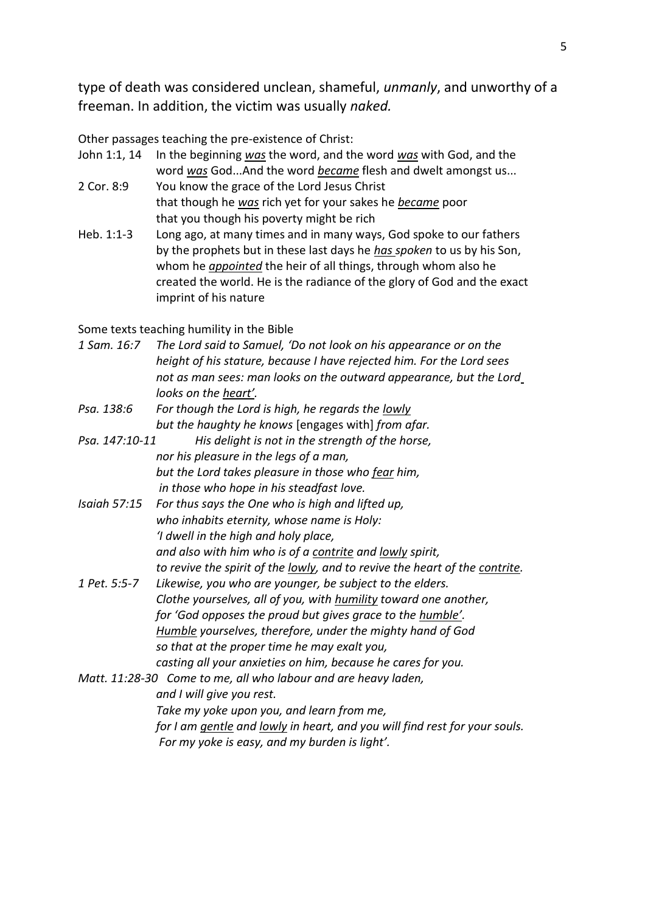type of death was considered unclean, shameful, *unmanly*, and unworthy of a freeman. In addition, the victim was usually *naked.*

Other passages teaching the pre-existence of Christ:

John 1:1, 14 In the beginning *<u>was</u>* the word, and the word *<u>was</u>* with God, and the word *<u>was</u>* God...And the word *<u>became</u>* flesh and dwelt amongst us...

2 Cor. 8:9 You know the grace of the Lord Jesus Christ
that though he *<u>was</u>* rich yet for your sakes he *<u>became</u>* poor
that you though his poverty might be rich

Heb. 1:1-3 Long ago, at many times and in many ways, God spoke to our fathers by the prophets but in these last days he *<u>has</u> spoken* to us by his Son, whom he *<u>appointed</u>* the heir of all things, through whom also he created the world. He is the radiance of the glory of God and the exact imprint of his nature

Some texts teaching humility in the Bible

*1 Sam. 16:7 The Lord said to Samuel, 'Do not look on his appearance or on the height of his stature, because I have rejected him. For the Lord sees not as man sees: man looks on the outward appearance, but the Lord looks on the <u>heart</u>'.*

*Psa. 138:6 For though the Lord is high, he regards the <u>lowly</u>*
*but the haughty he knows* [engages with] *from afar.*

*Psa. 147:10-11 His delight is not in the strength of the horse,*
*nor his pleasure in the legs of a man,*
*but the Lord takes pleasure in those who <u>fear</u> him,*
*in those who hope in his steadfast love.*

*Isaiah 57:15 For thus says the One who is high and lifted up,*
*who inhabits eternity, whose name is Holy:*
*'I dwell in the high and holy place,*
*and also with him who is of a <u>contrite</u> and <u>lowly</u> spirit,*
*to revive the spirit of the <u>lowly</u>, and to revive the heart of the <u>contrite</u>.*

*1 Pet. 5:5-7 Likewise, you who are younger, be subject to the elders.*
*Clothe yourselves, all of you, with <u>humility</u> toward one another,*
*for 'God opposes the proud but gives grace to the <u>humble</u>'.*
*<u>Humble</u> yourselves, therefore, under the mighty hand of God*
*so that at the proper time he may exalt you,*
*casting all your anxieties on him, because he cares for you.*

*Matt. 11:28-30 Come to me, all who labour and are heavy laden,*
*and I will give you rest.*
*Take my yoke upon you, and learn from me,*
*for I am <u>gentle</u> and <u>lowly</u> in heart, and you will find rest for your souls.*
*For my yoke is easy, and my burden is light'.*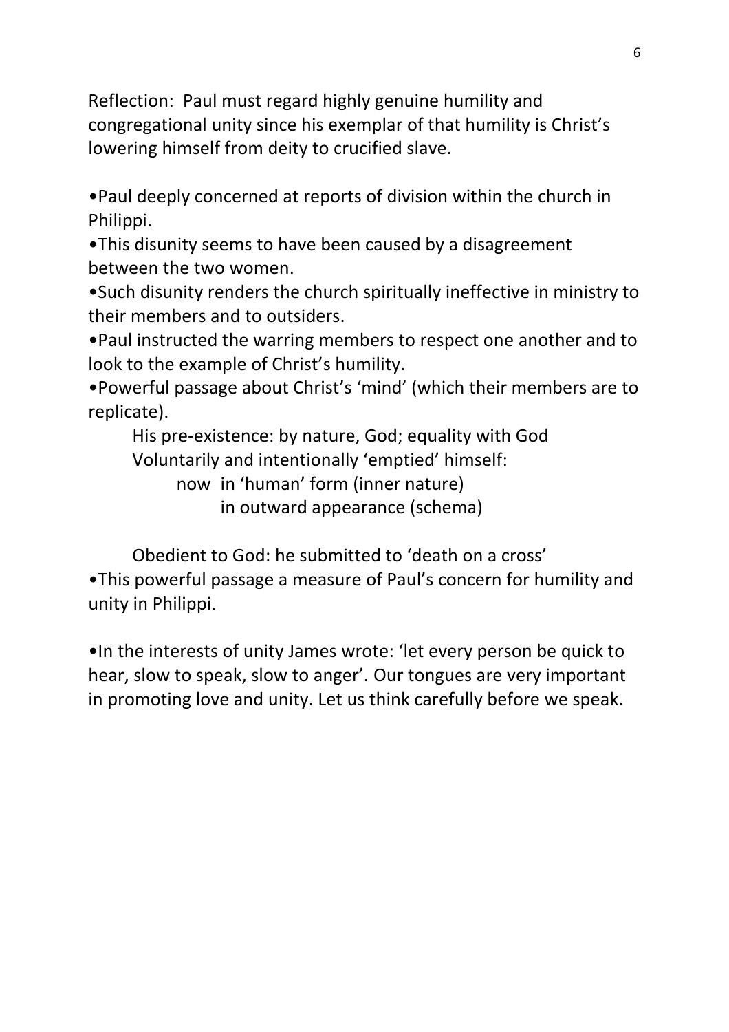Reflection: Paul must regard highly genuine humility and congregational unity since his exemplar of that humility is Christ's lowering himself from deity to crucified slave.

•Paul deeply concerned at reports of division within the church in Philippi.
•This disunity seems to have been caused by a disagreement between the two women.
•Such disunity renders the church spiritually ineffective in ministry to their members and to outsiders.
•Paul instructed the warring members to respect one another and to look to the example of Christ's humility.
•Powerful passage about Christ's 'mind' (which their members are to replicate).

His pre-existence: by nature, God; equality with God
Voluntarily and intentionally 'emptied' himself:
now in 'human' form (inner nature)
in outward appearance (schema)

Obedient to God: he submitted to 'death on a cross'

•This powerful passage a measure of Paul's concern for humility and unity in Philippi.

•In the interests of unity James wrote: 'let every person be quick to hear, slow to speak, slow to anger'. Our tongues are very important in promoting love and unity. Let us think carefully before we speak.